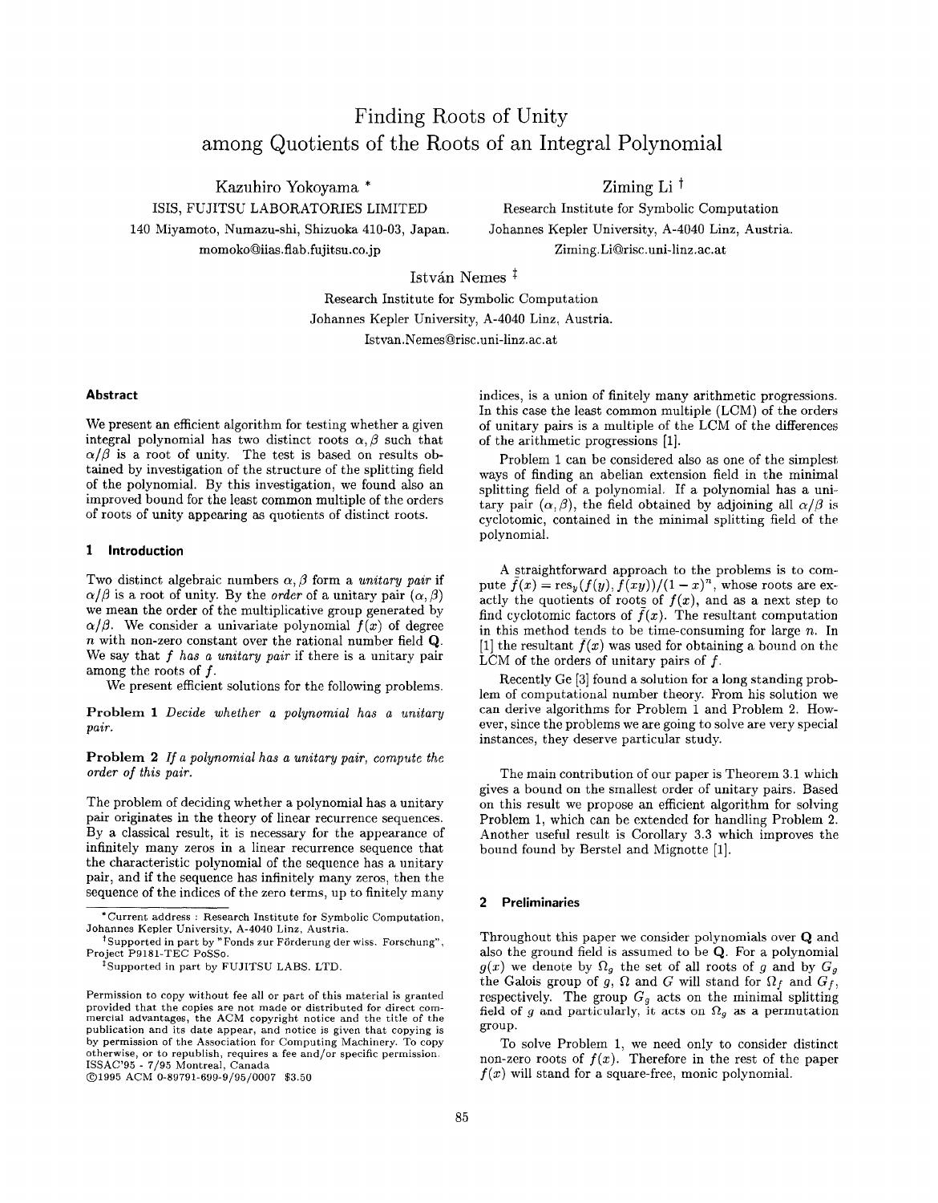# Finding Roots of Unity among Quotients of the Roots of an Integral Polynomial

Kazuhiro Yokoyama *
ISIS, FUJITSU LABORATORIES LIMITED
140 Miyamoto, Numazu-shi, Shizuoka 410-03, Japan.
momoko@iias.flab.fujitsu.co.jp

Ziming Li †
Research Institute for Symbolic Computation
Johannes Kepler University, A-4040 Linz, Austria.
Ziming.Li@risc.uni-linz.ac.at

István Nemes ‡
Research Institute for Symbolic Computation
Johannes Kepler University, A-4040 Linz, Austria.
Istvan.Nemes@risc.uni-linz.ac.at

## Abstract

We present an efficient algorithm for testing whether a given integral polynomial has two distinct roots $\alpha, \beta$ such that $\alpha/\beta$ is a root of unity. The test is based on results obtained by investigation of the structure of the splitting field of the polynomial. By this investigation, we found also an improved bound for the least common multiple of the orders of roots of unity appearing as quotients of distinct roots.

## 1 Introduction

Two distinct algebraic numbers $\alpha, \beta$ form a *unitary pair* if $\alpha/\beta$ is a root of unity. By the *order* of a unitary pair $(\alpha, \beta)$ we mean the order of the multiplicative group generated by $\alpha/\beta$. We consider a univariate polynomial $f(x)$ of degree $n$ with non-zero constant over the rational number field $\mathbf{Q}$. We say that $f$ *has a unitary pair* if there is a unitary pair among the roots of $f$.

We present efficient solutions for the following problems.

**Problem 1** *Decide whether a polynomial has a unitary pair.*

**Problem 2** *If a polynomial has a unitary pair, compute the order of this pair.*

The problem of deciding whether a polynomial has a unitary pair originates in the theory of linear recurrence sequences. By a classical result, it is necessary for the appearance of infinitely many zeros in a linear recurrence sequence that the characteristic polynomial of the sequence has a unitary pair, and if the sequence has infinitely many zeros, then the sequence of the indices of the zero terms, up to finitely many indices, is a union of finitely many arithmetic progressions. In this case the least common multiple (LCM) of the orders of unitary pairs is a multiple of the LCM of the differences of the arithmetic progressions [1].

Problem 1 can be considered also as one of the simplest ways of finding an abelian extension field in the minimal splitting field of a polynomial. If a polynomial has a unitary pair $(\alpha, \beta)$, the field obtained by adjoining all $\alpha/\beta$ is cyclotomic, contained in the minimal splitting field of the polynomial.

A straightforward approach to the problems is to compute $\bar{f}(x) = \mathrm{res}_y(f(y), f(xy))/(1-x)^n$, whose roots are exactly the quotients of roots of $f(x)$, and as a next step to find cyclotomic factors of $\bar{f}(x)$. The resultant computation in this method tends to be time-consuming for large $n$. In [1] the resultant $\bar{f}(x)$ was used for obtaining a bound on the LCM of the orders of unitary pairs of $f$.

Recently Ge [3] found a solution for a long standing problem of computational number theory. From his solution we can derive algorithms for Problem 1 and Problem 2. However, since the problems we are going to solve are very special instances, they deserve particular study.

The main contribution of our paper is Theorem 3.1 which gives a bound on the smallest order of unitary pairs. Based on this result we propose an efficient algorithm for solving Problem 1, which can be extended for handling Problem 2. Another useful result is Corollary 3.3 which improves the bound found by Berstel and Mignotte [1].

## 2 Preliminaries

Throughout this paper we consider polynomials over $\mathbf{Q}$ and also the ground field is assumed to be $\mathbf{Q}$. For a polynomial $g(x)$ we denote by $\Omega_g$ the set of all roots of $g$ and by $G_g$ the Galois group of $g$, $\Omega$ and $G$ will stand for $\Omega_f$ and $G_f$, respectively. The group $G_g$ acts on the minimal splitting field of $g$ and particularly, it acts on $\Omega_g$ as a permutation group.

To solve Problem 1, we need only to consider distinct non-zero roots of $f(x)$. Therefore in the rest of the paper $f(x)$ will stand for a square-free, monic polynomial.

---

*Current address : Research Institute for Symbolic Computation, Johannes Kepler University, A-4040 Linz, Austria.

†Supported in part by "Fonds zur Förderung der wiss. Forschung", Project P9181-TEC PoSSo.

‡Supported in part by FUJITSU LABS. LTD.

Permission to copy without fee all or part of this material is granted provided that the copies are not made or distributed for direct commercial advantages, the ACM copyright notice and the title of the publication and its date appear, and notice is given that copying is by permission of the Association for Computing Machinery. To copy otherwise, or to republish, requires a fee and/or specific permission. ISSAC'95 - 7/95 Montreal, Canada
©1995 ACM 0-89791-699-9/95/0007 $3.50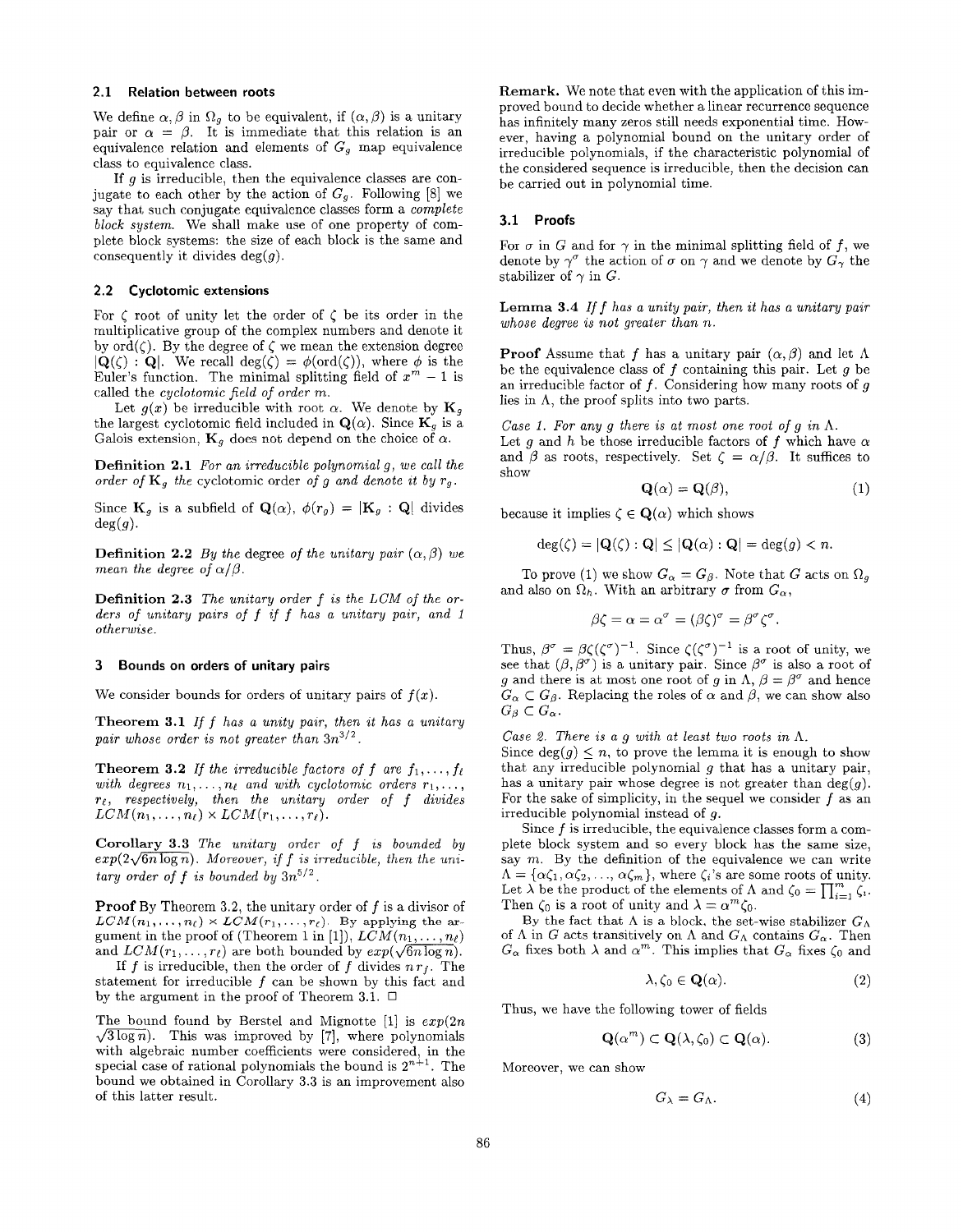### 2.1 Relation between roots

We define $\alpha, \beta$ in $\Omega_g$ to be equivalent, if $(\alpha, \beta)$ is a unitary pair or $\alpha = \beta$. It is immediate that this relation is an equivalence relation and elements of $G_g$ map equivalence class to equivalence class.

If $g$ is irreducible, then the equivalence classes are conjugate to each other by the action of $G_g$. Following [8] we say that such conjugate equivalence classes form a *complete block system*. We shall make use of one property of complete block systems: the size of each block is the same and consequently it divides $\deg(g)$.

### 2.2 Cyclotomic extensions

For $\zeta$ root of unity let the order of $\zeta$ be its order in the multiplicative group of the complex numbers and denote it by $\text{ord}(\zeta)$. By the degree of $\zeta$ we mean the extension degree $|\mathbf{Q}(\zeta) : \mathbf{Q}|$. We recall $\deg(\zeta) = \phi(\text{ord}(\zeta))$, where $\phi$ is the Euler's function. The minimal splitting field of $x^m - 1$ is called the *cyclotomic field of order m*.

Let $g(x)$ be irreducible with root $\alpha$. We denote by $\mathbf{K}_g$ the largest cyclotomic field included in $\mathbf{Q}(\alpha)$. Since $\mathbf{K}_g$ is a Galois extension, $\mathbf{K}_g$ does not depend on the choice of $\alpha$.

**Definition 2.1** *For an irreducible polynomial g, we call the order of $\mathbf{K}_g$ the* cyclotomic order *of g and denote it by $r_g$.*

Since $\mathbf{K}_g$ is a subfield of $\mathbf{Q}(\alpha)$, $\phi(r_g) = |\mathbf{K}_g : \mathbf{Q}|$ divides $\deg(g)$.

**Definition 2.2** *By the* degree *of the unitary pair $(\alpha, \beta)$ we mean the degree of $\alpha/\beta$.*

**Definition 2.3** *The unitary order f is the LCM of the orders of unitary pairs of f if f has a unitary pair, and 1 otherwise.*

## 3 Bounds on orders of unitary pairs

We consider bounds for orders of unitary pairs of $f(x)$.

**Theorem 3.1** *If f has a unity pair, then it has a unitary pair whose order is not greater than $3n^{3/2}$.*

**Theorem 3.2** *If the irreducible factors of f are $f_1, \ldots, f_\ell$ with degrees $n_1, \ldots, n_\ell$ and with cyclotomic orders $r_1, \ldots, r_\ell$, respectively, then the unitary order of f divides $LCM(n_1, \ldots, n_\ell) \times LCM(r_1, \ldots, r_\ell)$.*

**Corollary 3.3** *The unitary order of f is bounded by $exp(2\sqrt{6n \log n})$. Moreover, if f is irreducible, then the unitary order of f is bounded by $3n^{5/2}$.*

**Proof** By Theorem 3.2, the unitary order of $f$ is a divisor of $LCM(n_1, \ldots, n_\ell) \times LCM(r_1, \ldots, r_\ell)$. By applying the argument in the proof of (Theorem 1 in [1]), $LCM(n_1, \ldots, n_\ell)$ and $LCM(r_1, \ldots, r_\ell)$ are both bounded by $exp(\sqrt{6n \log n})$.

If $f$ is irreducible, then the order of $f$ divides $n r_f$. The statement for irreducible $f$ can be shown by this fact and by the argument in the proof of Theorem 3.1. □

The bound found by Berstel and Mignotte [1] is $exp(2n\sqrt{3 \log n})$. This was improved by [7], where polynomials with algebraic number coefficients were considered, in the special case of rational polynomials the bound is $2^{n+1}$. The bound we obtained in Corollary 3.3 is an improvement also of this latter result.

**Remark.** We note that even with the application of this improved bound to decide whether a linear recurrence sequence has infinitely many zeros still needs exponential time. However, having a polynomial bound on the unitary order of irreducible polynomials, if the characteristic polynomial of the considered sequence is irreducible, then the decision can be carried out in polynomial time.

### 3.1 Proofs

For $\sigma$ in $G$ and for $\gamma$ in the minimal splitting field of $f$, we denote by $\gamma^\sigma$ the action of $\sigma$ on $\gamma$ and we denote by $G_\gamma$ the stabilizer of $\gamma$ in $G$.

**Lemma 3.4** *If f has a unity pair, then it has a unitary pair whose degree is not greater than n.*

**Proof** Assume that $f$ has a unitary pair $(\alpha, \beta)$ and let $\Lambda$ be the equivalence class of $f$ containing this pair. Let $g$ be an irreducible factor of $f$. Considering how many roots of $g$ lies in $\Lambda$, the proof splits into two parts.

*Case 1. For any g there is at most one root of g in $\Lambda$.*
Let $g$ and $h$ be those irreducible factors of $f$ which have $\alpha$ and $\beta$ as roots, respectively. Set $\zeta = \alpha/\beta$. It suffices to show

$$\mathbf{Q}(\alpha) = \mathbf{Q}(\beta), \tag{1}$$

because it implies $\zeta \in \mathbf{Q}(\alpha)$ which shows

$$\deg(\zeta) = |\mathbf{Q}(\zeta) : \mathbf{Q}| \leq |\mathbf{Q}(\alpha) : \mathbf{Q}| = \deg(g) < n.$$

To prove (1) we show $G_\alpha = G_\beta$. Note that $G$ acts on $\Omega_g$ and also on $\Omega_h$. With an arbitrary $\sigma$ from $G_\alpha$,

$$\beta\zeta = \alpha = \alpha^\sigma = (\beta\zeta)^\sigma = \beta^\sigma \zeta^\sigma.$$

Thus, $\beta^\sigma = \beta\zeta(\zeta^\sigma)^{-1}$. Since $\zeta(\zeta^\sigma)^{-1}$ is a root of unity, we see that $(\beta, \beta^\sigma)$ is a unitary pair. Since $\beta^\sigma$ is also a root of $g$ and there is at most one root of $g$ in $\Lambda$, $\beta = \beta^\sigma$ and hence $G_\alpha \subset G_\beta$. Replacing the roles of $\alpha$ and $\beta$, we can show also $G_\beta \subset G_\alpha$.

*Case 2. There is a g with at least two roots in $\Lambda$.*
Since $\deg(g) \leq n$, to prove the lemma it is enough to show that any irreducible polynomial $g$ that has a unitary pair, has a unitary pair whose degree is not greater than $\deg(g)$. For the sake of simplicity, in the sequel we consider $f$ as an irreducible polynomial instead of $g$.

Since $f$ is irreducible, the equivalence classes form a complete block system and so every block has the same size, say $m$. By the definition of the equivalence we can write $\Lambda = \{\alpha\zeta_1, \alpha\zeta_2, \ldots, \alpha\zeta_m\}$, where $\zeta_i$'s are some roots of unity. Let $\lambda$ be the product of the elements of $\Lambda$ and $\zeta_0 = \prod_{i=1}^m \zeta_i$. Then $\zeta_0$ is a root of unity and $\lambda = \alpha^m \zeta_0$.

By the fact that $\Lambda$ is a block, the set-wise stabilizer $G_\Lambda$ of $\Lambda$ in $G$ acts transitively on $\Lambda$ and $G_\Lambda$ contains $G_\alpha$. Then $G_\alpha$ fixes both $\lambda$ and $\alpha^m$. This implies that $G_\alpha$ fixes $\zeta_0$ and

$$\lambda, \zeta_0 \in \mathbf{Q}(\alpha). \tag{2}$$

Thus, we have the following tower of fields

$$\mathbf{Q}(\alpha^m) \subset \mathbf{Q}(\lambda, \zeta_0) \subset \mathbf{Q}(\alpha). \tag{3}$$

Moreover, we can show

$$G_\lambda = G_\Lambda. \tag{4}$$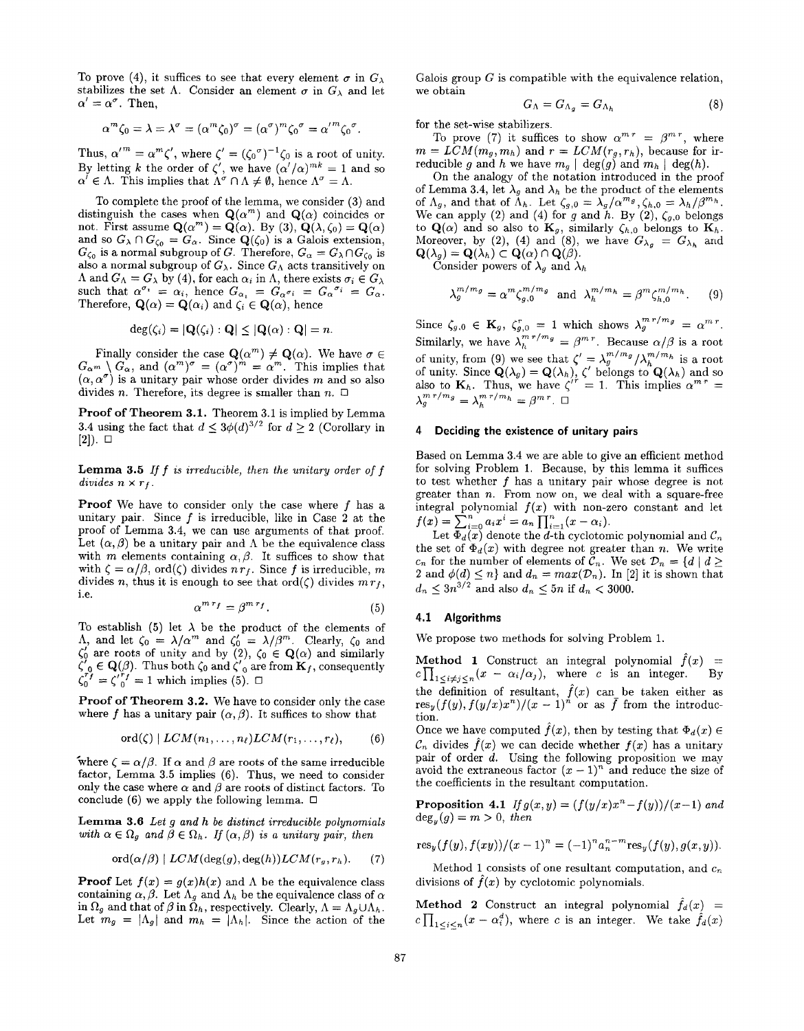To prove (4), it suffices to see that every element $\sigma$ in $G_\lambda$ stabilizes the set $\Lambda$. Consider an element $\sigma$ in $G_\lambda$ and let $\alpha' = \alpha^\sigma$. Then,

$$\alpha^m \zeta_0 = \lambda = \lambda^\sigma = (\alpha^m \zeta_0)^\sigma = (\alpha^\sigma)^m \zeta_0^\sigma = \alpha'^m \zeta_0^\sigma.$$

Thus, $\alpha'^m = \alpha^m \zeta'$, where $\zeta' = (\zeta_0^\sigma)^{-1}\zeta_0$ is a root of unity. By letting $k$ the order of $\zeta'$, we have $(\alpha'/\alpha)^{mk} = 1$ and so $\alpha' \in \Lambda$. This implies that $\Lambda^\sigma \cap \Lambda \neq \emptyset$, hence $\Lambda^\sigma = \Lambda$.

To complete the proof of the lemma, we consider (3) and distinguish the cases when $\mathbf{Q}(\alpha^m)$ and $\mathbf{Q}(\alpha)$ coincides or not. First assume $\mathbf{Q}(\alpha^m) = \mathbf{Q}(\alpha)$. By (3), $\mathbf{Q}(\lambda, \zeta_0) = \mathbf{Q}(\alpha)$ and so $G_\lambda \cap G_{\zeta_0} = G_\alpha$. Since $\mathbf{Q}(\zeta_0)$ is a Galois extension, $G_{\zeta_0}$ is a normal subgroup of $G$. Therefore, $G_\alpha = G_\lambda \cap G_{\zeta_0}$ is also a normal subgroup of $G_\lambda$. Since $G_\Lambda$ acts transitively on $\Lambda$ and $G_\Lambda = G_\lambda$ by (4), for each $\alpha_i$ in $\Lambda$, there exists $\sigma_i \in G_\lambda$ such that $\alpha^{\sigma_i} = \alpha_i$, hence $G_{\alpha_i} = G_{\alpha^{\sigma_i}} = G_\alpha{}^{\sigma_i} = G_\alpha$. Therefore, $\mathbf{Q}(\alpha) = \mathbf{Q}(\alpha_i)$ and $\zeta_i \in \mathbf{Q}(\alpha)$, hence

$$\deg(\zeta_i) = |\mathbf{Q}(\zeta_i) : \mathbf{Q}| \leq |\mathbf{Q}(\alpha) : \mathbf{Q}| = n.$$

Finally consider the case $\mathbf{Q}(\alpha^m) \neq \mathbf{Q}(\alpha)$. We have $\sigma \in G_{\alpha^m} \setminus G_\alpha$, and $(\alpha^m)^\sigma = (\alpha^\sigma)^m = \alpha^m$. This implies that $(\alpha, \alpha^\sigma)$ is a unitary pair whose order divides $m$ and so also divides $n$. Therefore, its degree is smaller than $n$. $\square$

**Proof of Theorem 3.1.** Theorem 3.1 is implied by Lemma 3.4 using the fact that $d \leq 3\phi(d)^{3/2}$ for $d \geq 2$ (Corollary in [2]). $\square$

**Lemma 3.5** *If $f$ is irreducible, then the unitary order of $f$ divides $n \times r_f$.*

**Proof** We have to consider only the case where $f$ has a unitary pair. Since $f$ is irreducible, like in Case 2 at the proof of Lemma 3.4, we can use arguments of that proof. Let $(\alpha, \beta)$ be a unitary pair and $\Lambda$ be the equivalence class with $m$ elements containing $\alpha, \beta$. It suffices to show that with $\zeta = \alpha/\beta$, $\text{ord}(\zeta)$ divides $nr_f$. Since $f$ is irreducible, $m$ divides $n$, thus it is enough to see that $\text{ord}(\zeta)$ divides $mr_f$, i.e.

$$\alpha^{m r_f} = \beta^{m r_f}. \tag{5}$$

To establish (5) let $\lambda$ be the product of the elements of $\Lambda$, and let $\zeta_0 = \lambda/\alpha^m$ and $\zeta_0' = \lambda/\beta^m$. Clearly, $\zeta_0$ and $\zeta_0'$ are roots of unity and by (2), $\zeta_0 \in \mathbf{Q}(\alpha)$ and similarly $\zeta'_0 \in \mathbf{Q}(\beta)$. Thus both $\zeta_0$ and $\zeta'_0$ are from $\mathbf{K}_f$, consequently $\zeta_0^{r_f} = \zeta_0'^{r_f} = 1$ which implies (5). $\square$

**Proof of Theorem 3.2.** We have to consider only the case where $f$ has a unitary pair $(\alpha, \beta)$. It suffices to show that

$$\text{ord}(\zeta) \mid LCM(n_1, \ldots, n_\ell) LCM(r_1, \ldots, r_\ell), \tag{6}$$

where $\zeta = \alpha/\beta$. If $\alpha$ and $\beta$ are roots of the same irreducible factor, Lemma 3.5 implies (6). Thus, we need to consider only the case where $\alpha$ and $\beta$ are roots of distinct factors. To conclude (6) we apply the following lemma. $\square$

**Lemma 3.6** *Let $g$ and $h$ be distinct irreducible polynomials with $\alpha \in \Omega_g$ and $\beta \in \Omega_h$. If $(\alpha, \beta)$ is a unitary pair, then*

$$\text{ord}(\alpha/\beta) \mid LCM(\deg(g), \deg(h)) LCM(r_g, r_h). \tag{7}$$

**Proof** Let $f(x) = g(x)h(x)$ and $\Lambda$ be the equivalence class containing $\alpha, \beta$. Let $\Lambda_g$ and $\Lambda_h$ be the equivalence class of $\alpha$ in $\Omega_g$ and that of $\beta$ in $\Omega_h$, respectively. Clearly, $\Lambda = \Lambda_g \cup \Lambda_h$. Let $m_g = |\Lambda_g|$ and $m_h = |\Lambda_h|$. Since the action of the Galois group $G$ is compatible with the equivalence relation, we obtain

$$G_\Lambda = G_{\Lambda_g} = G_{\Lambda_h} \tag{8}$$

for the set-wise stabilizers.

To prove (7) it suffices to show $\alpha^{mr} = \beta^{mr}$, where $m = LCM(m_g, m_h)$ and $r = LCM(r_g, r_h)$, because for irreducible $g$ and $h$ we have $m_g \mid \deg(g)$ and $m_h \mid \deg(h)$.

On the analogy of the notation introduced in the proof of Lemma 3.4, let $\lambda_g$ and $\lambda_h$ be the product of the elements of $\Lambda_g$, and that of $\Lambda_h$. Let $\zeta_{g,0} = \lambda_g/\alpha^{m_g}, \zeta_{h,0} = \lambda_h/\beta^{m_h}$. We can apply (2) and (4) for $g$ and $h$. By (2), $\zeta_{g,0}$ belongs to $\mathbf{Q}(\alpha)$ and so also to $\mathbf{K}_g$, similarly $\zeta_{h,0}$ belongs to $\mathbf{K}_h$. Moreover, by (2), (4) and (8), we have $G_{\lambda_g} = G_{\lambda_h}$ and $\mathbf{Q}(\lambda_g) = \mathbf{Q}(\lambda_h) \subset \mathbf{Q}(\alpha) \cap \mathbf{Q}(\beta)$.

Consider powers of $\lambda_g$ and $\lambda_h$

$$\lambda_g^{m/m_g} = \alpha^m \zeta_{g,0}^{m/m_g} \text{ and } \lambda_h^{m/m_h} = \beta^m \zeta_{h,0}^{m/m_h}. \tag{9}$$

Since $\zeta_{g,0} \in \mathbf{K}_g$, $\zeta_{g,0}^r = 1$ which shows $\lambda_g^{mr/m_g} = \alpha^{mr}$. Similarly, we have $\lambda_h^{mr/m_g} = \beta^{mr}$. Because $\alpha/\beta$ is a root of unity, from (9) we see that $\zeta' = \lambda_g^{m/m_g}/\lambda_h^{m/m_h}$ is a root of unity. Since $\mathbf{Q}(\lambda_g) = \mathbf{Q}(\lambda_h)$, $\zeta'$ belongs to $\mathbf{Q}(\lambda_h)$ and so also to $\mathbf{K}_h$. Thus, we have $\zeta'^r = 1$. This implies $\alpha^{mr} = \lambda_g^{mr/m_g} = \lambda_h^{mr/m_h} = \beta^{mr}$. $\square$

## 4 Deciding the existence of unitary pairs

Based on Lemma 3.4 we are able to give an efficient method for solving Problem 1. Because, by this lemma it suffices to test whether $f$ has a unitary pair whose degree is not greater than $n$. From now on, we deal with a square-free integral polynomial $f(x)$ with non-zero constant and let $f(x) = \sum_{i=0}^n a_i x^i = a_n \prod_{i=1}^n (x - \alpha_i)$.

Let $\Phi_d(x)$ denote the $d$-th cyclotomic polynomial and $\mathcal{C}_n$ the set of $\Phi_d(x)$ with degree not greater than $n$. We write $c_n$ for the number of elements of $\mathcal{C}_n$. We set $\mathcal{D}_n = \{d \mid d \geq 2 \text{ and } \phi(d) \leq n\}$ and $d_n = max(\mathcal{D}_n)$. In [2] it is shown that $d_n \leq 3n^{3/2}$ and also $d_n \leq 5n$ if $d_n < 3000$.

### 4.1 Algorithms

We propose two methods for solving Problem 1.

**Method 1** Construct an integral polynomial $\hat{f}(x) = c\prod_{1 \leq i \neq j \leq n}(x - \alpha_i/\alpha_j)$, where $c$ is an integer. By the definition of resultant, $\hat{f}(x)$ can be taken either as $\text{res}_y(f(y), f(y/x)x^n)/(x-1)^n$ or as $\bar{f}$ from the introduction.

Once we have computed $\hat{f}(x)$, then by testing that $\Phi_d(x) \in \mathcal{C}_n$ divides $\hat{f}(x)$ we can decide whether $f(x)$ has a unitary pair of order $d$. Using the following proposition we may avoid the extraneous factor $(x-1)^n$ and reduce the size of the coefficients in the resultant computation.

**Proposition 4.1** *If $g(x, y) = (f(y/x)x^n - f(y))/(x-1)$ and $\deg_y(g) = m > 0$, then*

$$\text{res}_y(f(y), f(xy))/(x-1)^n = (-1)^n a_n^{n-m} \text{res}_y(f(y), g(x, y)).$$

Method 1 consists of one resultant computation, and $c_n$ divisions of $\hat{f}(x)$ by cyclotomic polynomials.

**Method 2** Construct an integral polynomial $\hat{f}_d(x) = c\prod_{1 \leq i \leq n}(x - \alpha_i^d)$, where $c$ is an integer. We take $\hat{f}_d(x)$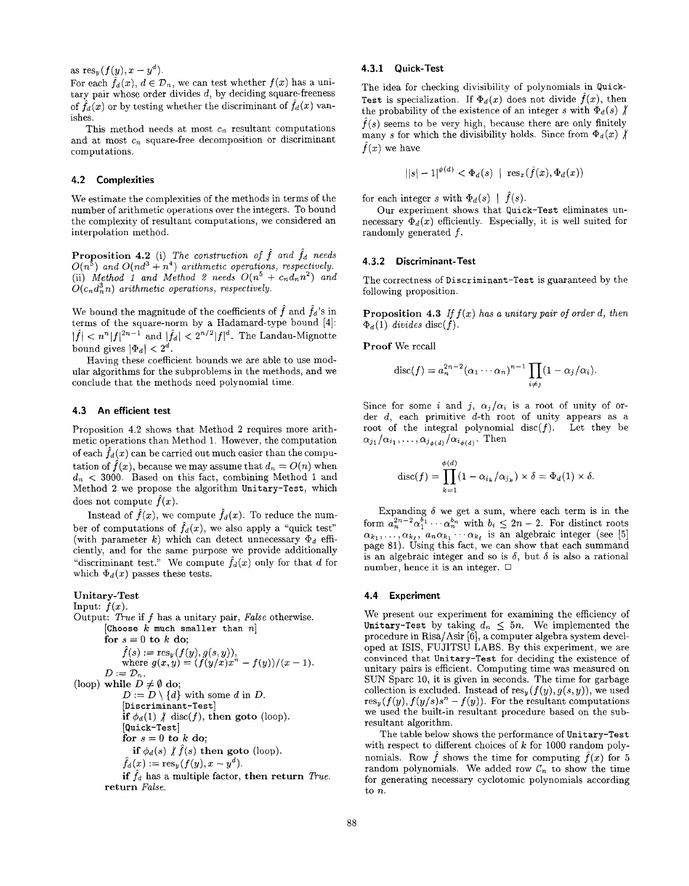as $\text{res}_y(f(y), x - y^d)$.

For each $\hat{f}_d(x)$, $d \in \mathcal{D}_n$, we can test whether $f(x)$ has a unitary pair whose order divides $d$, by deciding square-freeness of $\hat{f}_d(x)$ or by testing whether the discriminant of $\hat{f}_d(x)$ vanishes.

This method needs at most $c_n$ resultant computations and at most $c_n$ square-free decomposition or discriminant computations.

### 4.2 Complexities

We estimate the complexities of the methods in terms of the number of arithmetic operations over the integers. To bound the complexity of resultant computations, we considered an interpolation method.

**Proposition 4.2** (i) *The construction of $\hat{f}$ and $\hat{f}_d$ needs $O(n^5)$ and $O(nd^3 + n^4)$ arithmetic operations, respectively.* (ii) *Method 1 and Method 2 needs $O(n^5 + c_n d_n n^2)$ and $O(c_n d_n^3 n)$ arithmetic operations, respectively.*

We bound the magnitude of the coefficients of $\hat{f}$ and $\hat{f}_d$'s in terms of the square-norm by a Hadamard-type bound [4]: $|\hat{f}| < n^n |f|^{2n-1}$ and $|\hat{f}_d| < 2^{n/2}|f|^d$. The Landau-Mignotte bound gives $|\Phi_d| < 2^d$.

Having these coefficient bounds we are able to use modular algorithms for the subproblems in the methods, and we conclude that the methods need polynomial time.

### 4.3 An efficient test

Proposition 4.2 shows that Method 2 requires more arithmetic operations than Method 1. However, the computation of each $\hat{f}_d(x)$ can be carried out much easier than the computation of $\hat{f}(x)$, because we may assume that $d_n = O(n)$ when $d_n < 3000$. Based on this fact, combining Method 1 and Method 2 we propose the algorithm `Unitary-Test`, which does not compute $\hat{f}(x)$.

Instead of $\hat{f}(x)$, we compute $\hat{f}_d(x)$. To reduce the number of computations of $\hat{f}_d(x)$, we also apply a "quick test" (with parameter $k$) which can detect unnecessary $\Phi_d$ efficiently, and for the same purpose we provide additionally "discriminant test." We compute $\hat{f}_d(x)$ only for that $d$ for which $\Phi_d(x)$ passes these tests.

**Unitary-Test**

```
Input: f(x).
Output: True if f has a unitary pair, False otherwise.
       [Choose k much smaller than n]
       for s = 0 to k do;
           f̂(s) := res_y(f(y), g(s, y)),
           where g(x, y) = (f(y/x)x^n − f(y))/(x − 1).
       D := D_n.
(loop) while D ≠ ∅ do;
           D := D \ {d} with some d in D.
           [Discriminant-Test]
           if φ_d(1) ∤ disc(f), then goto (loop).
           [Quick-Test]
           for s = 0 to k do;
               if φ_d(s) ∤ f̂(s) then goto (loop).
           f̂_d(x) := res_y(f(y), x − y^d).
           if f̂_d has a multiple factor, then return True.
       return False.
```

#### 4.3.1 Quick-Test

The idea for checking divisibility of polynomials in `Quick-Test` is specialization. If $\Phi_d(x)$ does not divide $\hat{f}(x)$, then the probability of the existence of an integer $s$ with $\Phi_d(s) \nmid \hat{f}(s)$ seems to be very high, because there are only finitely many $s$ for which the divisibility holds. Since from $\Phi_d(x) \nmid \hat{f}(x)$ we have

$$||s| - 1|^{\phi(d)} < \Phi_d(s) \mid \text{res}_x(\hat{f}(x), \Phi_d(x))$$

for each integer $s$ with $\Phi_d(s) \mid \hat{f}(s)$.

Our experiment shows that `Quick-Test` eliminates unnecessary $\Phi_d(x)$ efficiently. Especially, it is well suited for randomly generated $f$.

#### 4.3.2 Discriminant-Test

The correctness of `Discriminant-Test` is guaranteed by the following proposition.

**Proposition 4.3** *If $f(x)$ has a unitary pair of order $d$, then $\Phi_d(1)$ divides $\text{disc}(f)$.*

**Proof** We recall

$$\text{disc}(f) = a_n^{2n-2}(\alpha_1 \cdots \alpha_n)^{n-1} \prod_{i \neq j} (1 - \alpha_j/\alpha_i).$$

Since for some $i$ and $j$, $\alpha_j/\alpha_i$ is a root of unity of order $d$, each primitive $d$-th root of unity appears as a root of the integral polynomial $\text{disc}(f)$. Let they be $\alpha_{j_1}/\alpha_{i_1}, \ldots, \alpha_{j_{\phi(d)}}/\alpha_{i_{\phi(d)}}$. Then

$$\text{disc}(f) = \prod_{k=1}^{\phi(d)} (1 - \alpha_{i_k}/\alpha_{j_k}) \times \delta = \Phi_d(1) \times \delta.$$

Expanding $\delta$ we get a sum, where each term is in the form $a_n^{2n-2}\alpha_1^{b_1} \cdots \alpha_n^{b_n}$ with $b_i \leq 2n - 2$. For distinct roots $\alpha_{k_1}, \ldots, \alpha_{k_\ell}$, $a_n \alpha_{k_1} \cdots \alpha_{k_\ell}$ is an algebraic integer (see [5] page 81). Using this fact, we can show that each summand is an algebraic integer and so is $\delta$, but $\delta$ is also a rational number, hence it is an integer. □

### 4.4 Experiment

We present our experiment for examining the efficiency of `Unitary-Test` by taking $d_n \leq 5n$. We implemented the procedure in Risa/Asir [6], a computer algebra system developed at ISIS, FUJITSU LABS. By this experiment, we are convinced that `Unitary-Test` for deciding the existence of unitary pairs is efficient. Computing time was measured on SUN Sparc 10, it is given in seconds. The time for garbage collection is excluded. Instead of $\text{res}_y(f(y), g(s, y))$, we used $\text{res}_y(f(y), f(y/s)s^n - f(y))$. For the resultant computations we used the built-in resultant procedure based on the subresultant algorithm.

The table below shows the performance of `Unitary-Test` with respect to different choices of $k$ for 1000 random polynomials. Row $\hat{f}$ shows the time for computing $\hat{f}(x)$ for 5 random polynomials. We added row $\mathcal{C}_n$ to show the time for generating necessary cyclotomic polynomials according to $n$.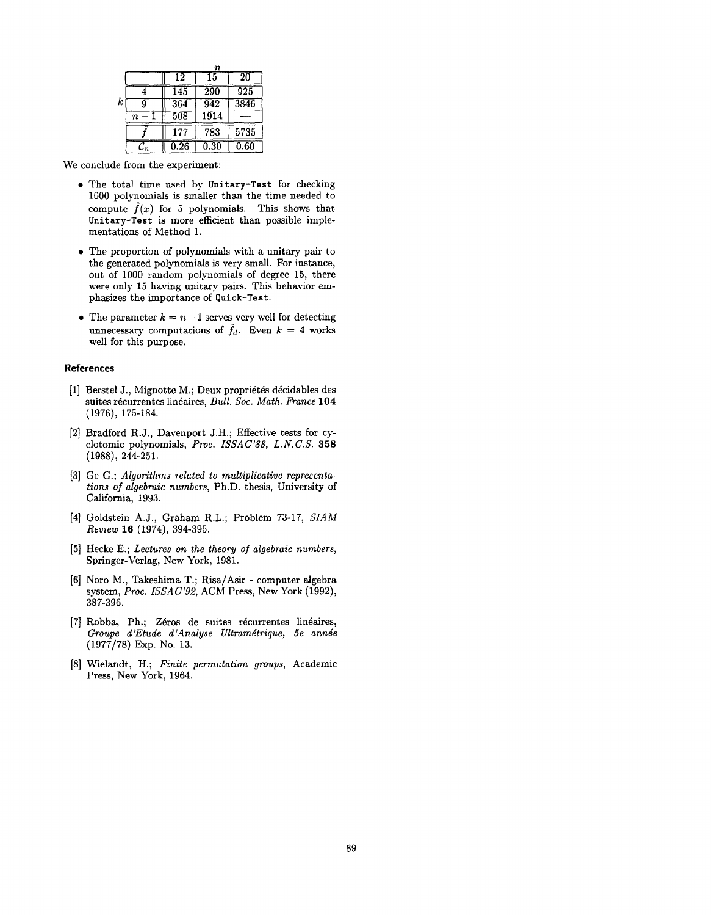| | | $n$ | | |
|---|---|---|---|---|
| | | 12 | 15 | 20 |
| $k$ | 4 | 145 | 290 | 925 |
| | 9 | 364 | 942 | 3846 |
| | $n-1$ | 508 | 1914 | — |
| | $\hat{f}$ | 177 | 783 | 5735 |
| | $C_n$ | 0.26 | 0.30 | 0.60 |

We conclude from the experiment:

- The total time used by `Unitary-Test` for checking 1000 polynomials is smaller than the time needed to compute $\hat{f}(x)$ for 5 polynomials. This shows that `Unitary-Test` is more efficient than possible implementations of Method 1.
- The proportion of polynomials with a unitary pair to the generated polynomials is very small. For instance, out of 1000 random polynomials of degree 15, there were only 15 having unitary pairs. This behavior emphasizes the importance of `Quick-Test`.
- The parameter $k = n - 1$ serves very well for detecting unnecessary computations of $\hat{f}_d$. Even $k = 4$ works well for this purpose.

## References

[1] Berstel J., Mignotte M.; Deux propriétés décidables des suites récurrentes linéaires, *Bull. Soc. Math. France* **104** (1976), 175-184.

[2] Bradford R.J., Davenport J.H.; Effective tests for cyclotomic polynomials, *Proc. ISSAC'88, L.N.C.S.* **358** (1988), 244-251.

[3] Ge G.; *Algorithms related to multiplicative representations of algebraic numbers*, Ph.D. thesis, University of California, 1993.

[4] Goldstein A.J., Graham R.L.; Problem 73-17, *SIAM Review* **16** (1974), 394-395.

[5] Hecke E.; *Lectures on the theory of algebraic numbers*, Springer-Verlag, New York, 1981.

[6] Noro M., Takeshima T.; Risa/Asir - computer algebra system, *Proc. ISSAC'92*, ACM Press, New York (1992), 387-396.

[7] Robba, Ph.; Zéros de suites récurrentes linéaires, *Groupe d'Etude d'Analyse Ultramétrique, 5e année* (1977/78) Exp. No. 13.

[8] Wielandt, H.; *Finite permutation groups*, Academic Press, New York, 1964.